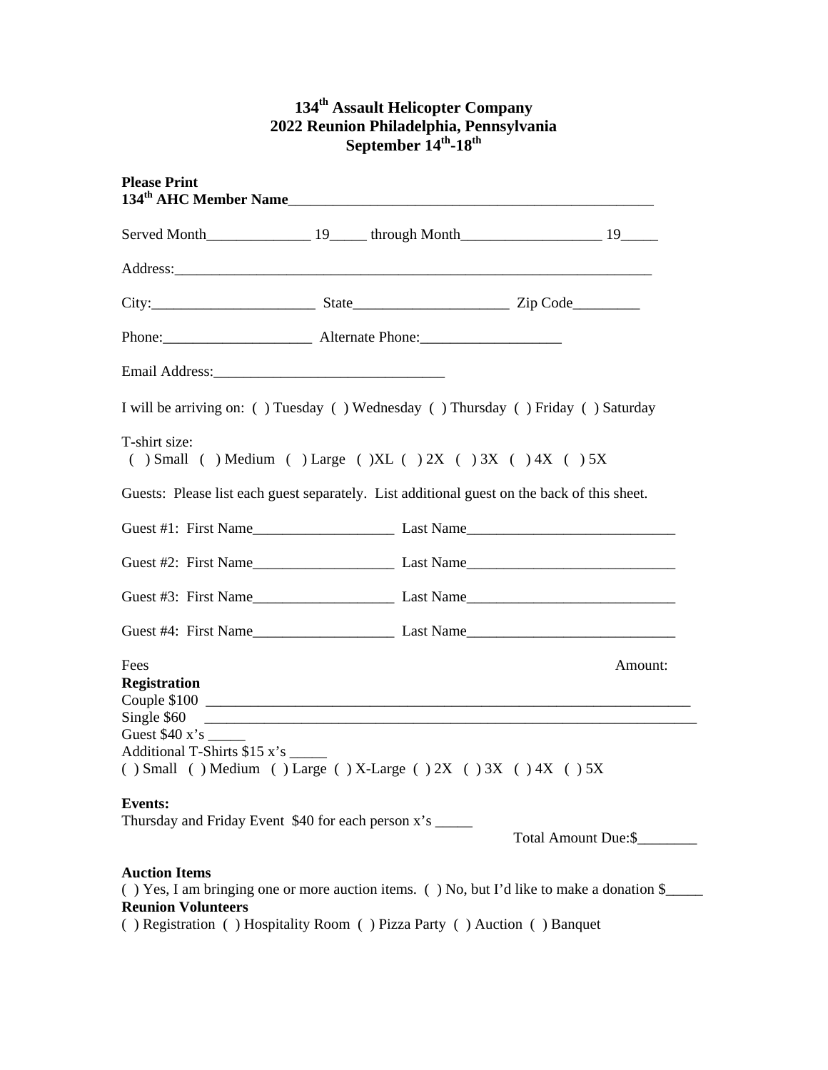**134th Assault Helicopter Company**
**2022 Reunion Philadelphia, Pennsylvania**
**September 14th-18th**

**Please Print**
**134th AHC Member Name**___________________________________________________

Served Month______________ 19_____ through Month___________________ 19_____

Address:_________________________________________________________________

City:______________________ State_____________________ Zip Code_________

Phone:____________________ Alternate Phone:___________________

Email Address:_______________________________

I will be arriving on: ( ) Tuesday ( ) Wednesday ( ) Thursday ( ) Friday ( ) Saturday

T-shirt size:
( ) Small ( ) Medium ( ) Large ( )XL ( ) 2X ( ) 3X ( ) 4X ( ) 5X

Guests: Please list each guest separately. List additional guest on the back of this sheet.

Guest #1: First Name___________________ Last Name____________________________

Guest #2: First Name___________________ Last Name____________________________

Guest #3: First Name___________________ Last Name____________________________

Guest #4: First Name___________________ Last Name____________________________

Fees Amount:

**Registration**
Couple $100 ________________________________________________________________
Single $60 _________________________________________________________________
Guest $40 x's _____
Additional T-Shirts $15 x's _____
( ) Small ( ) Medium ( ) Large ( ) X-Large ( ) 2X ( ) 3X ( ) 4X ( ) 5X

**Events:**
Thursday and Friday Event $40 for each person x's _____

Total Amount Due:$________

**Auction Items**
( ) Yes, I am bringing one or more auction items. ( ) No, but I'd like to make a donation $_____

**Reunion Volunteers**
( ) Registration ( ) Hospitality Room ( ) Pizza Party ( ) Auction ( ) Banquet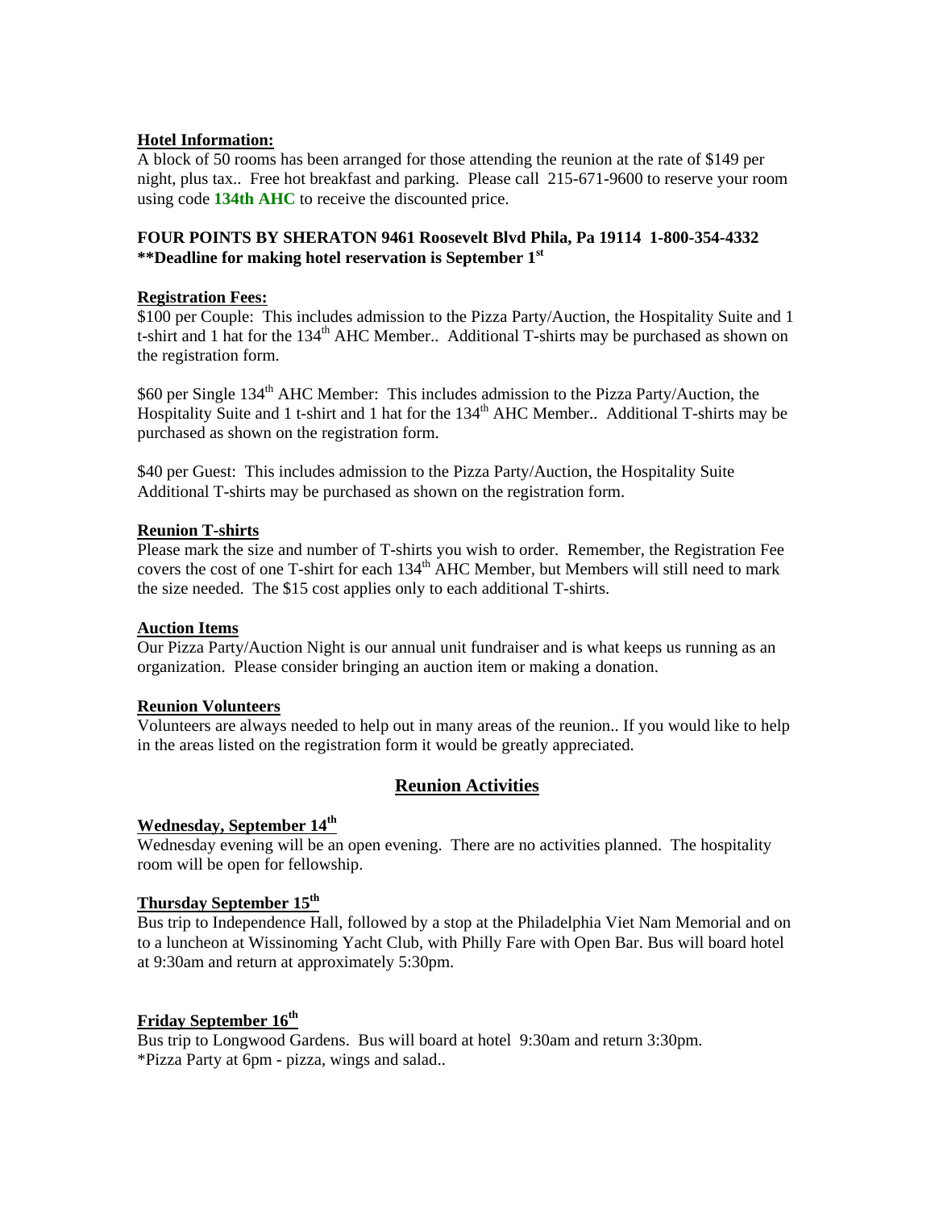**Hotel Information:**

A block of 50 rooms has been arranged for those attending the reunion at the rate of $149 per night, plus tax.. Free hot breakfast and parking. Please call 215-671-9600 to reserve your room using code **134th AHC** to receive the discounted price.

**FOUR POINTS BY SHERATON 9461 Roosevelt Blvd Phila, Pa 19114 1-800-354-4332**
****Deadline for making hotel reservation is September 1st**

**Registration Fees:**

$100 per Couple: This includes admission to the Pizza Party/Auction, the Hospitality Suite and 1 t-shirt and 1 hat for the 134th AHC Member.. Additional T-shirts may be purchased as shown on the registration form.

$60 per Single 134th AHC Member: This includes admission to the Pizza Party/Auction, the Hospitality Suite and 1 t-shirt and 1 hat for the 134th AHC Member.. Additional T-shirts may be purchased as shown on the registration form.

$40 per Guest: This includes admission to the Pizza Party/Auction, the Hospitality Suite Additional T-shirts may be purchased as shown on the registration form.

**Reunion T-shirts**

Please mark the size and number of T-shirts you wish to order. Remember, the Registration Fee covers the cost of one T-shirt for each 134th AHC Member, but Members will still need to mark the size needed. The $15 cost applies only to each additional T-shirts.

**Auction Items**

Our Pizza Party/Auction Night is our annual unit fundraiser and is what keeps us running as an organization. Please consider bringing an auction item or making a donation.

**Reunion Volunteers**

Volunteers are always needed to help out in many areas of the reunion.. If you would like to help in the areas listed on the registration form it would be greatly appreciated.

## Reunion Activities

**Wednesday, September 14th**

Wednesday evening will be an open evening. There are no activities planned. The hospitality room will be open for fellowship.

**Thursday September 15th**

Bus trip to Independence Hall, followed by a stop at the Philadelphia Viet Nam Memorial and on to a luncheon at Wissinoming Yacht Club, with Philly Fare with Open Bar. Bus will board hotel at 9:30am and return at approximately 5:30pm.

**Friday September 16th**

Bus trip to Longwood Gardens. Bus will board at hotel 9:30am and return 3:30pm.
*Pizza Party at 6pm - pizza, wings and salad..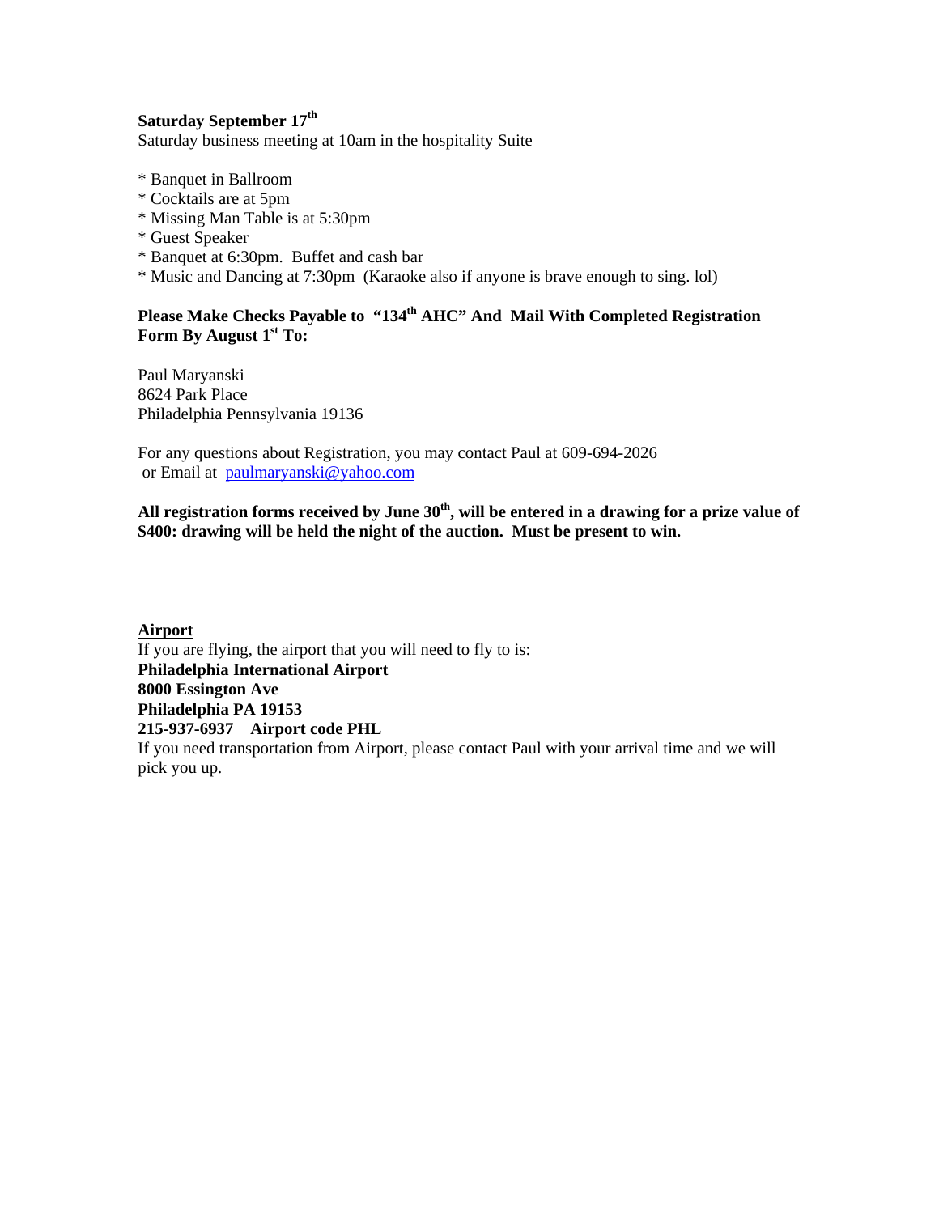**Saturday September 17th**

Saturday business meeting at 10am in the hospitality Suite

* Banquet in Ballroom
* Cocktails are at 5pm
* Missing Man Table is at 5:30pm
* Guest Speaker
* Banquet at 6:30pm. Buffet and cash bar
* Music and Dancing at 7:30pm (Karaoke also if anyone is brave enough to sing. lol)

**Please Make Checks Payable to "134th AHC" And Mail With Completed Registration Form By August 1st To:**

Paul Maryanski
8624 Park Place
Philadelphia Pennsylvania 19136

For any questions about Registration, you may contact Paul at 609-694-2026 or Email at paulmaryanski@yahoo.com

**All registration forms received by June 30th, will be entered in a drawing for a prize value of $400: drawing will be held the night of the auction. Must be present to win.**

**Airport**

If you are flying, the airport that you will need to fly to is:
**Philadelphia International Airport**
**8000 Essington Ave**
**Philadelphia PA 19153**
**215-937-6937 Airport code PHL**
If you need transportation from Airport, please contact Paul with your arrival time and we will pick you up.